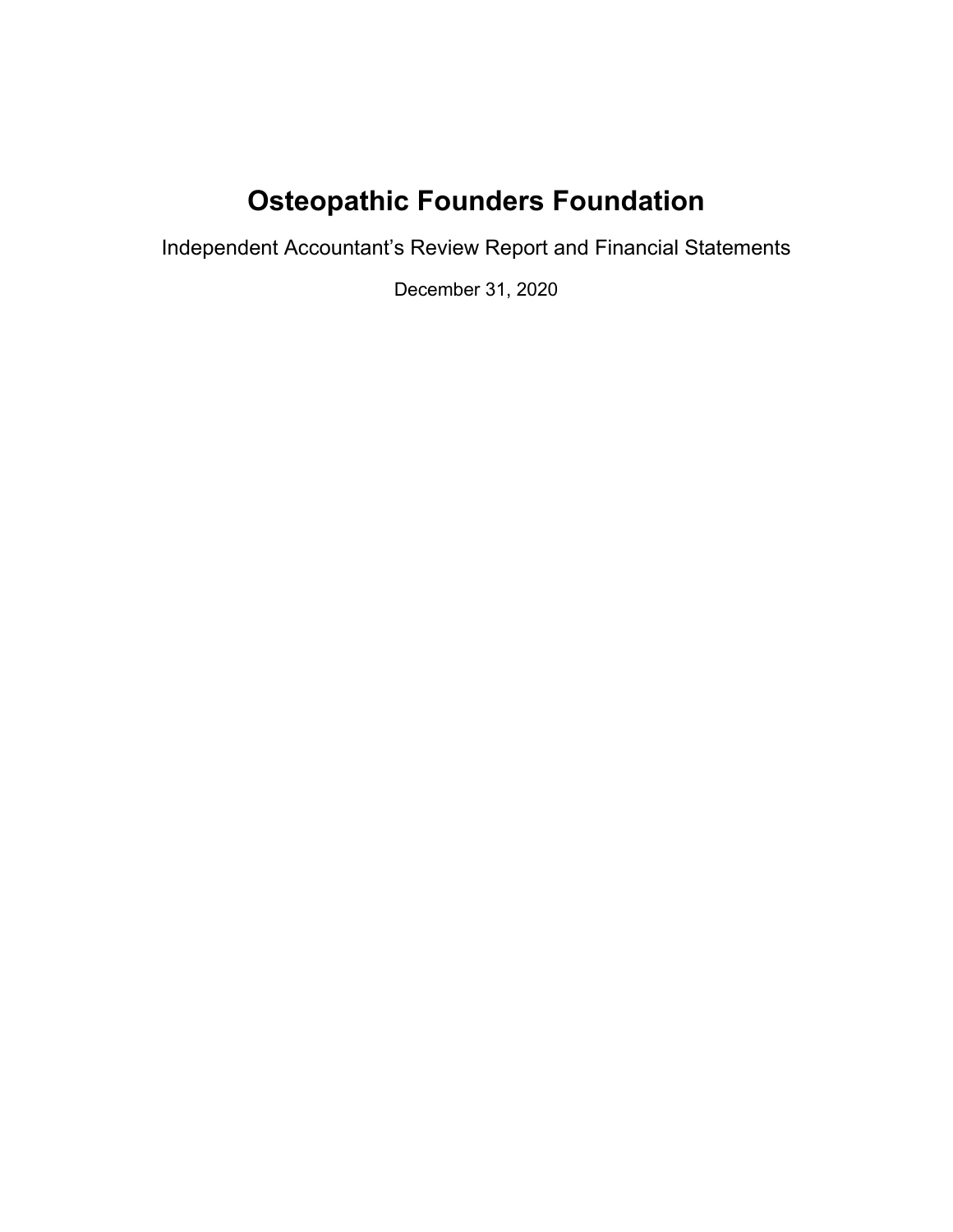# Osteopathic Founders Foundation

Independent Accountant's Review Report and Financial Statements

December 31, 2020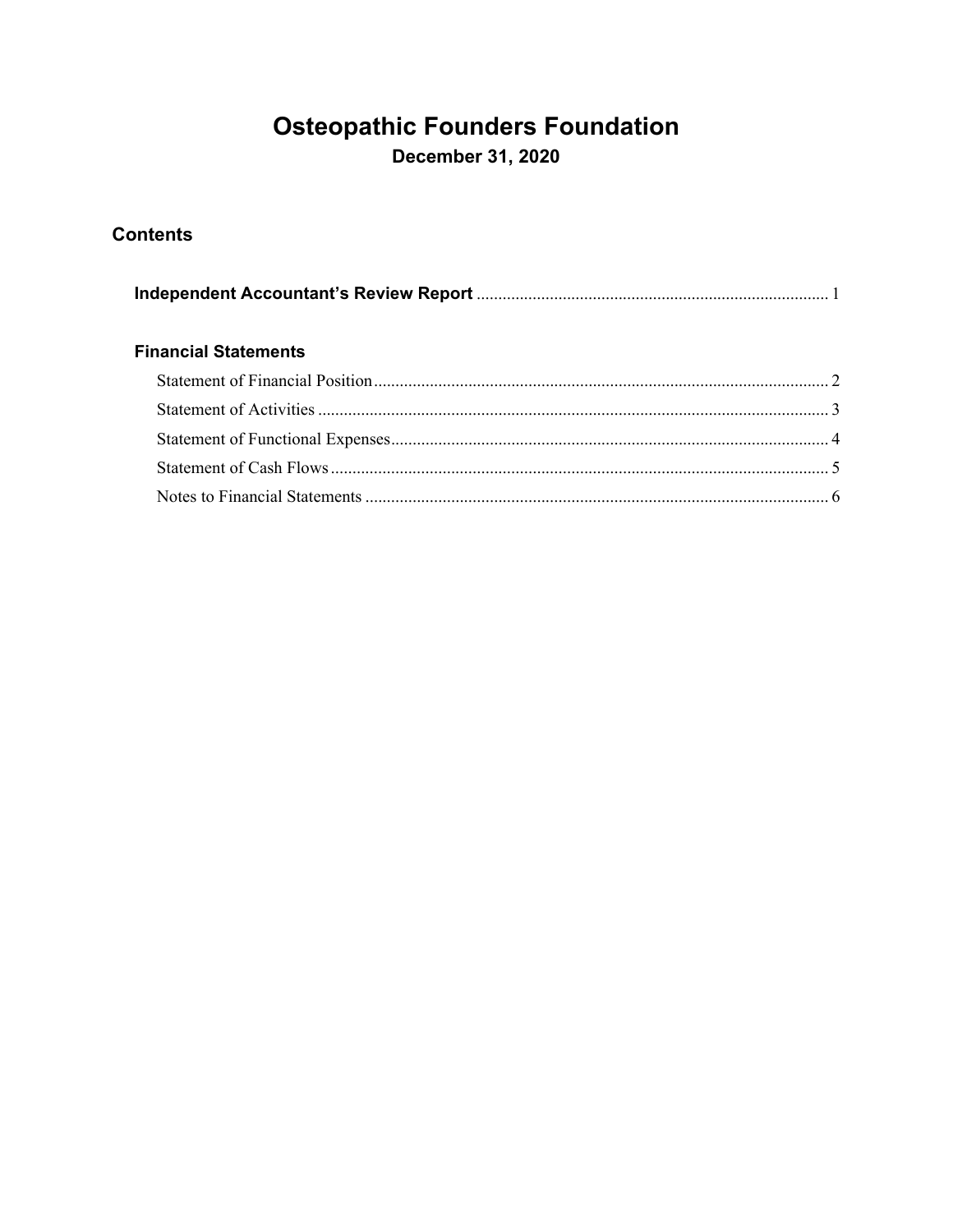# Osteopathic Founders Foundation

## December 31, 2020

### Contents

**Independent Accountant's Review Report** ..................................................... 1

**Financial Statements**

Statement of Financial Position ..................................................... 2

Statement of Activities ..................................................... 3

Statement of Functional Expenses ..................................................... 4

Statement of Cash Flows ..................................................... 5

Notes to Financial Statements ..................................................... 6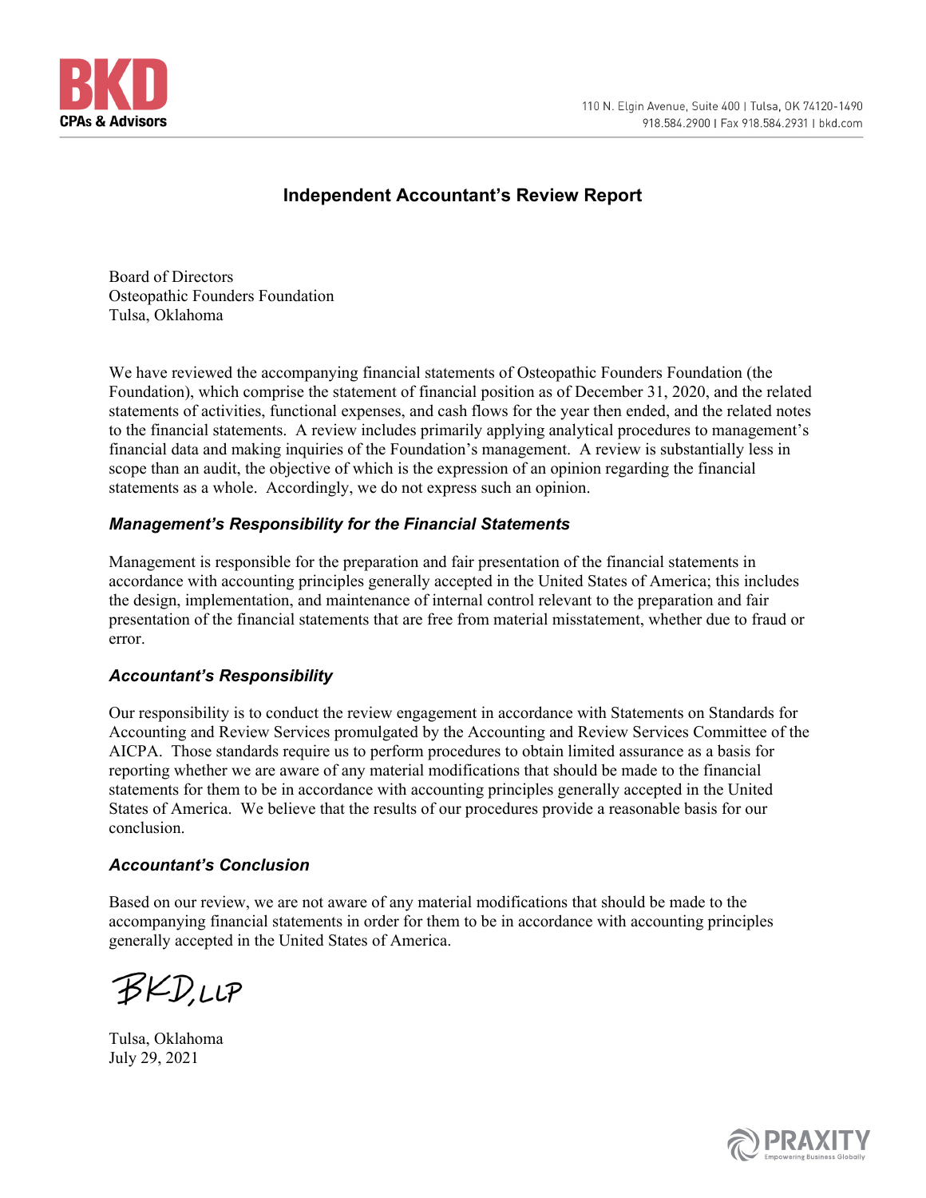**BKD**
**CPAs & Advisors**

110 N. Elgin Avenue, Suite 400 | Tulsa, OK 74120-1490
918.584.2900 | Fax 918.584.2931 | bkd.com

# Independent Accountant's Review Report

Board of Directors
Osteopathic Founders Foundation
Tulsa, Oklahoma

We have reviewed the accompanying financial statements of Osteopathic Founders Foundation (the Foundation), which comprise the statement of financial position as of December 31, 2020, and the related statements of activities, functional expenses, and cash flows for the year then ended, and the related notes to the financial statements. A review includes primarily applying analytical procedures to management's financial data and making inquiries of the Foundation's management. A review is substantially less in scope than an audit, the objective of which is the expression of an opinion regarding the financial statements as a whole. Accordingly, we do not express such an opinion.

### *Management's Responsibility for the Financial Statements*

Management is responsible for the preparation and fair presentation of the financial statements in accordance with accounting principles generally accepted in the United States of America; this includes the design, implementation, and maintenance of internal control relevant to the preparation and fair presentation of the financial statements that are free from material misstatement, whether due to fraud or error.

### *Accountant's Responsibility*

Our responsibility is to conduct the review engagement in accordance with Statements on Standards for Accounting and Review Services promulgated by the Accounting and Review Services Committee of the AICPA. Those standards require us to perform procedures to obtain limited assurance as a basis for reporting whether we are aware of any material modifications that should be made to the financial statements for them to be in accordance with accounting principles generally accepted in the United States of America. We believe that the results of our procedures provide a reasonable basis for our conclusion.

### *Accountant's Conclusion*

Based on our review, we are not aware of any material modifications that should be made to the accompanying financial statements in order for them to be in accordance with accounting principles generally accepted in the United States of America.

BKD, LLP

Tulsa, Oklahoma
July 29, 2021

PRAXITY
Empowering Business Globally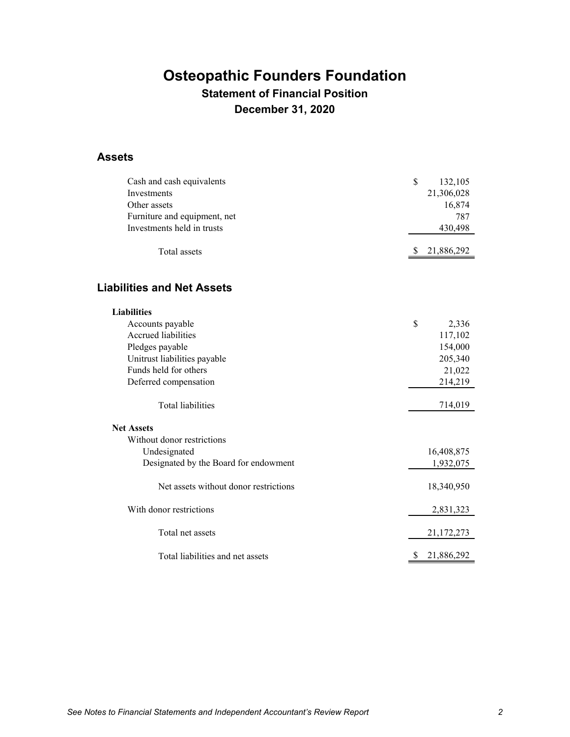# Osteopathic Founders Foundation

## Statement of Financial Position

## December 31, 2020

### Assets

| | |
|---|---|
| Cash and cash equivalents | $ 132,105 |
| Investments | 21,306,028 |
| Other assets | 16,874 |
| Furniture and equipment, net | 787 |
| Investments held in trusts | 430,498 |
| Total assets | $ 21,886,292 |

### Liabilities and Net Assets

| | |
|---|---|
| **Liabilities** | |
| Accounts payable | $ 2,336 |
| Accrued liabilities | 117,102 |
| Pledges payable | 154,000 |
| Unitrust liabilities payable | 205,340 |
| Funds held for others | 21,022 |
| Deferred compensation | 214,219 |
| Total liabilities | 714,019 |
| **Net Assets** | |
| Without donor restrictions | |
| Undesignated | 16,408,875 |
| Designated by the Board for endowment | 1,932,075 |
| Net assets without donor restrictions | 18,340,950 |
| With donor restrictions | 2,831,323 |
| Total net assets | 21,172,273 |
| Total liabilities and net assets | $ 21,886,292 |

*See Notes to Financial Statements and Independent Accountant's Review Report*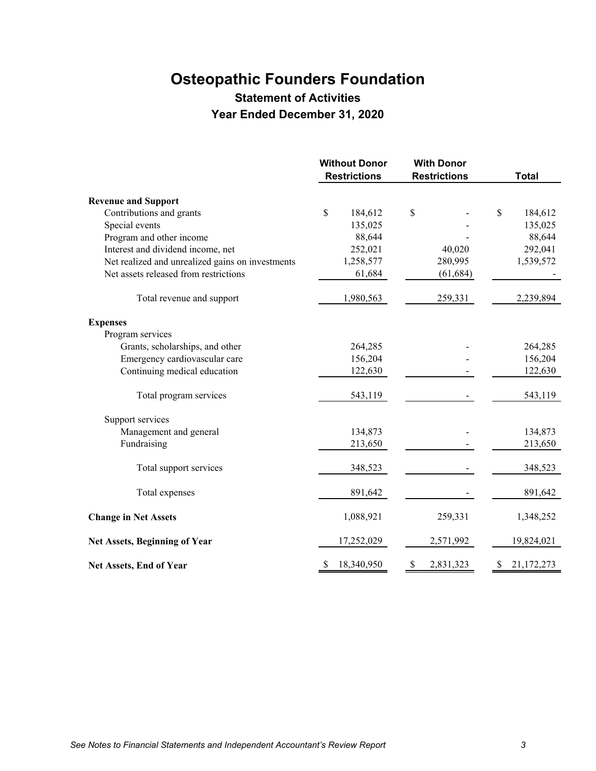# Osteopathic Founders Foundation

## Statement of Activities

## Year Ended December 31, 2020

| | Without Donor Restrictions | With Donor Restrictions | Total |
|---|---|---|---|
| **Revenue and Support** | | | |
| Contributions and grants | $ 184,612 | $ - | $ 184,612 |
| Special events | 135,025 | - | 135,025 |
| Program and other income | 88,644 | - | 88,644 |
| Interest and dividend income, net | 252,021 | 40,020 | 292,041 |
| Net realized and unrealized gains on investments | 1,258,577 | 280,995 | 1,539,572 |
| Net assets released from restrictions | 61,684 | (61,684) | - |
| Total revenue and support | 1,980,563 | 259,331 | 2,239,894 |
| **Expenses** | | | |
| Program services | | | |
| Grants, scholarships, and other | 264,285 | - | 264,285 |
| Emergency cardiovascular care | 156,204 | - | 156,204 |
| Continuing medical education | 122,630 | - | 122,630 |
| Total program services | 543,119 | - | 543,119 |
| Support services | | | |
| Management and general | 134,873 | - | 134,873 |
| Fundraising | 213,650 | - | 213,650 |
| Total support services | 348,523 | - | 348,523 |
| Total expenses | 891,642 | - | 891,642 |
| **Change in Net Assets** | 1,088,921 | 259,331 | 1,348,252 |
| **Net Assets, Beginning of Year** | 17,252,029 | 2,571,992 | 19,824,021 |
| **Net Assets, End of Year** | $ 18,340,950 | $ 2,831,323 | $ 21,172,273 |

*See Notes to Financial Statements and Independent Accountant's Review Report*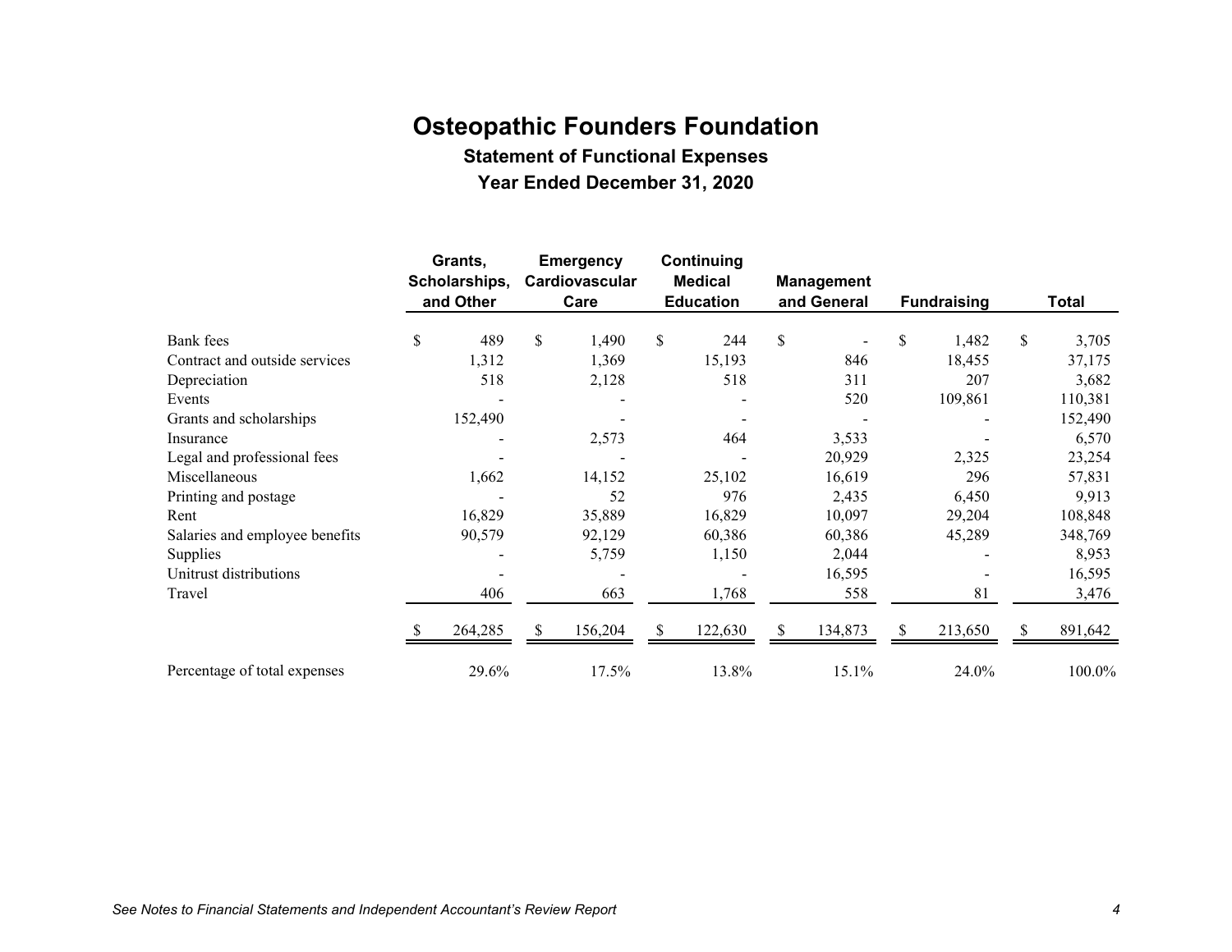# Osteopathic Founders Foundation

## Statement of Functional Expenses

### Year Ended December 31, 2020

| | Grants, Scholarships, and Other | Emergency Cardiovascular Care | Continuing Medical Education | Management and General | Fundraising | Total |
|---|---|---|---|---|---|---|
| Bank fees | $ 489 | $ 1,490 | $ 244 | $ - | $ 1,482 | $ 3,705 |
| Contract and outside services | 1,312 | 1,369 | 15,193 | 846 | 18,455 | 37,175 |
| Depreciation | 518 | 2,128 | 518 | 311 | 207 | 3,682 |
| Events | - | - | - | 520 | 109,861 | 110,381 |
| Grants and scholarships | 152,490 | - | - | - | - | 152,490 |
| Insurance | - | 2,573 | 464 | 3,533 | - | 6,570 |
| Legal and professional fees | - | - | - | 20,929 | 2,325 | 23,254 |
| Miscellaneous | 1,662 | 14,152 | 25,102 | 16,619 | 296 | 57,831 |
| Printing and postage | - | 52 | 976 | 2,435 | 6,450 | 9,913 |
| Rent | 16,829 | 35,889 | 16,829 | 10,097 | 29,204 | 108,848 |
| Salaries and employee benefits | 90,579 | 92,129 | 60,386 | 60,386 | 45,289 | 348,769 |
| Supplies | - | 5,759 | 1,150 | 2,044 | - | 8,953 |
| Unitrust distributions | - | - | - | 16,595 | - | 16,595 |
| Travel | 406 | 663 | 1,768 | 558 | 81 | 3,476 |
| | $ 264,285 | $ 156,204 | $ 122,630 | $ 134,873 | $ 213,650 | $ 891,642 |
| Percentage of total expenses | 29.6% | 17.5% | 13.8% | 15.1% | 24.0% | 100.0% |

*See Notes to Financial Statements and Independent Accountant's Review Report*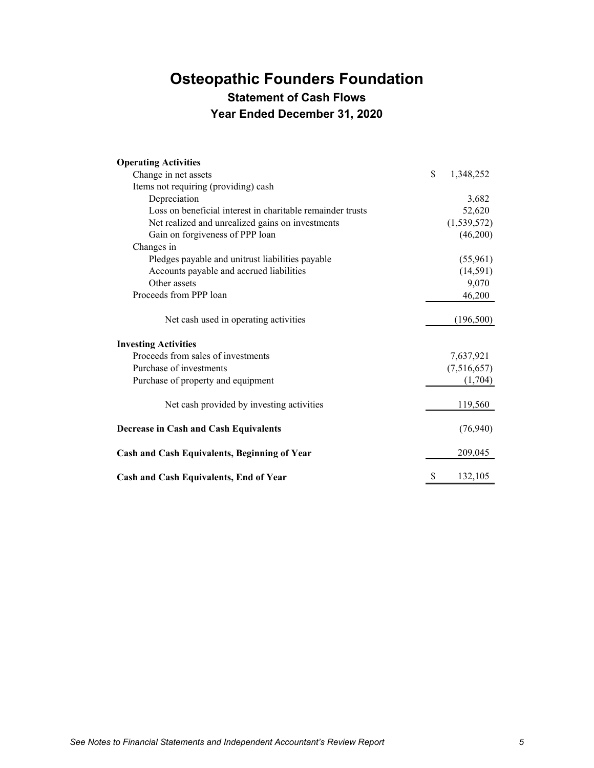# Osteopathic Founders Foundation

## Statement of Cash Flows

## Year Ended December 31, 2020

| | |
|---|---|
| **Operating Activities** | |
| Change in net assets | $ 1,348,252 |
| Items not requiring (providing) cash | |
| Depreciation | 3,682 |
| Loss on beneficial interest in charitable remainder trusts | 52,620 |
| Net realized and unrealized gains on investments | (1,539,572) |
| Gain on forgiveness of PPP loan | (46,200) |
| Changes in | |
| Pledges payable and unitrust liabilities payable | (55,961) |
| Accounts payable and accrued liabilities | (14,591) |
| Other assets | 9,070 |
| Proceeds from PPP loan | 46,200 |
| Net cash used in operating activities | (196,500) |
| **Investing Activities** | |
| Proceeds from sales of investments | 7,637,921 |
| Purchase of investments | (7,516,657) |
| Purchase of property and equipment | (1,704) |
| Net cash provided by investing activities | 119,560 |
| **Decrease in Cash and Cash Equivalents** | (76,940) |
| **Cash and Cash Equivalents, Beginning of Year** | 209,045 |
| **Cash and Cash Equivalents, End of Year** | $ 132,105 |

*See Notes to Financial Statements and Independent Accountant's Review Report*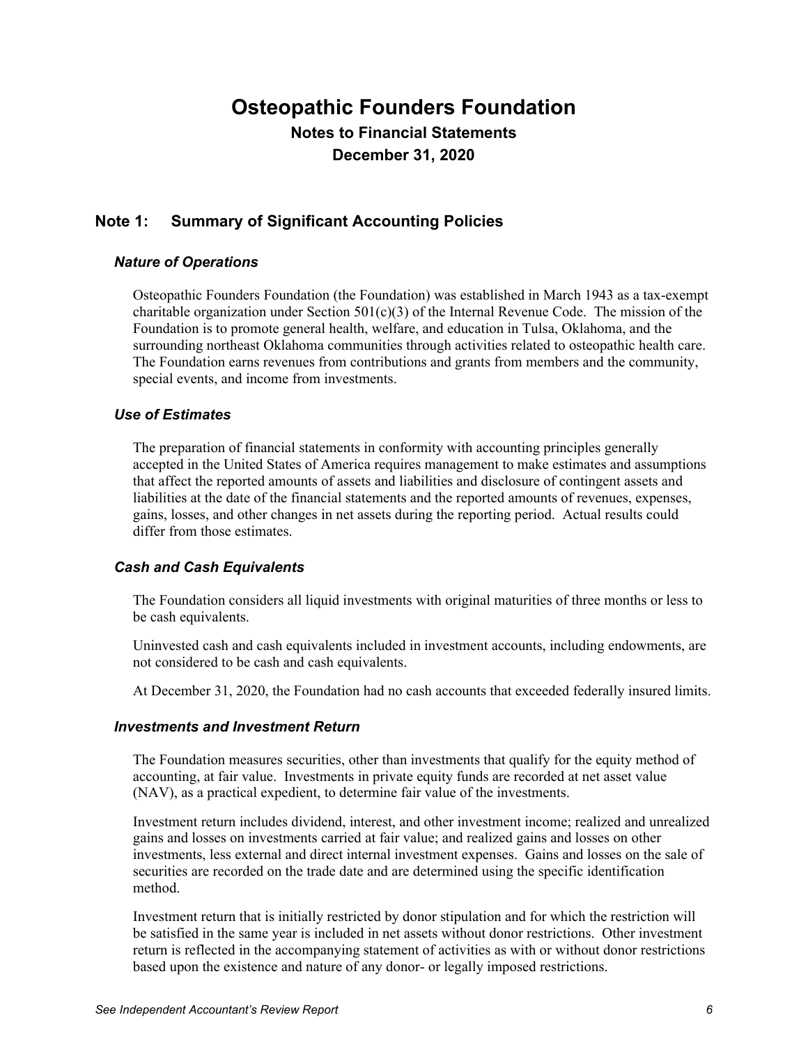# Osteopathic Founders Foundation

## Notes to Financial Statements

## December 31, 2020

## Note 1: Summary of Significant Accounting Policies

### *Nature of Operations*

Osteopathic Founders Foundation (the Foundation) was established in March 1943 as a tax-exempt charitable organization under Section 501(c)(3) of the Internal Revenue Code. The mission of the Foundation is to promote general health, welfare, and education in Tulsa, Oklahoma, and the surrounding northeast Oklahoma communities through activities related to osteopathic health care. The Foundation earns revenues from contributions and grants from members and the community, special events, and income from investments.

### *Use of Estimates*

The preparation of financial statements in conformity with accounting principles generally accepted in the United States of America requires management to make estimates and assumptions that affect the reported amounts of assets and liabilities and disclosure of contingent assets and liabilities at the date of the financial statements and the reported amounts of revenues, expenses, gains, losses, and other changes in net assets during the reporting period. Actual results could differ from those estimates.

### *Cash and Cash Equivalents*

The Foundation considers all liquid investments with original maturities of three months or less to be cash equivalents.

Uninvested cash and cash equivalents included in investment accounts, including endowments, are not considered to be cash and cash equivalents.

At December 31, 2020, the Foundation had no cash accounts that exceeded federally insured limits.

### *Investments and Investment Return*

The Foundation measures securities, other than investments that qualify for the equity method of accounting, at fair value. Investments in private equity funds are recorded at net asset value (NAV), as a practical expedient, to determine fair value of the investments.

Investment return includes dividend, interest, and other investment income; realized and unrealized gains and losses on investments carried at fair value; and realized gains and losses on other investments, less external and direct internal investment expenses. Gains and losses on the sale of securities are recorded on the trade date and are determined using the specific identification method.

Investment return that is initially restricted by donor stipulation and for which the restriction will be satisfied in the same year is included in net assets without donor restrictions. Other investment return is reflected in the accompanying statement of activities as with or without donor restrictions based upon the existence and nature of any donor- or legally imposed restrictions.

*See Independent Accountant's Review Report*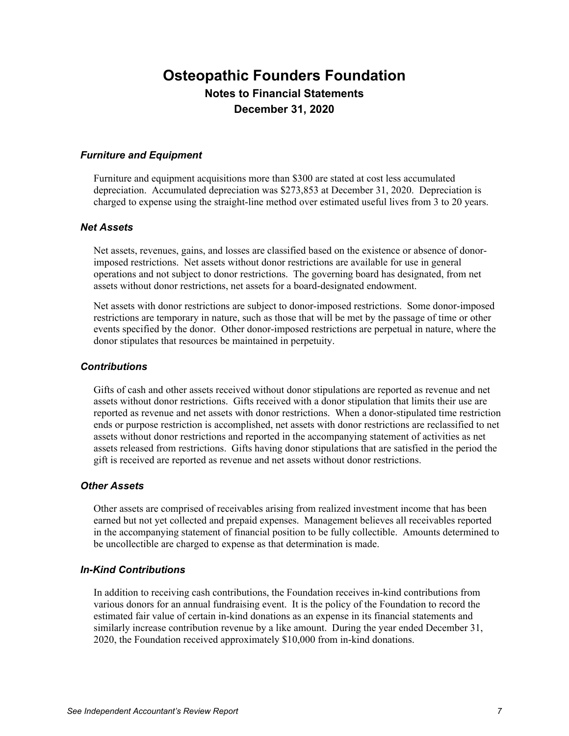# Osteopathic Founders Foundation

## Notes to Financial Statements

## December 31, 2020

### *Furniture and Equipment*

Furniture and equipment acquisitions more than $300 are stated at cost less accumulated depreciation. Accumulated depreciation was $273,853 at December 31, 2020. Depreciation is charged to expense using the straight-line method over estimated useful lives from 3 to 20 years.

### *Net Assets*

Net assets, revenues, gains, and losses are classified based on the existence or absence of donor-imposed restrictions. Net assets without donor restrictions are available for use in general operations and not subject to donor restrictions. The governing board has designated, from net assets without donor restrictions, net assets for a board-designated endowment.

Net assets with donor restrictions are subject to donor-imposed restrictions. Some donor-imposed restrictions are temporary in nature, such as those that will be met by the passage of time or other events specified by the donor. Other donor-imposed restrictions are perpetual in nature, where the donor stipulates that resources be maintained in perpetuity.

### *Contributions*

Gifts of cash and other assets received without donor stipulations are reported as revenue and net assets without donor restrictions. Gifts received with a donor stipulation that limits their use are reported as revenue and net assets with donor restrictions. When a donor-stipulated time restriction ends or purpose restriction is accomplished, net assets with donor restrictions are reclassified to net assets without donor restrictions and reported in the accompanying statement of activities as net assets released from restrictions. Gifts having donor stipulations that are satisfied in the period the gift is received are reported as revenue and net assets without donor restrictions.

### *Other Assets*

Other assets are comprised of receivables arising from realized investment income that has been earned but not yet collected and prepaid expenses. Management believes all receivables reported in the accompanying statement of financial position to be fully collectible. Amounts determined to be uncollectible are charged to expense as that determination is made.

### *In-Kind Contributions*

In addition to receiving cash contributions, the Foundation receives in-kind contributions from various donors for an annual fundraising event. It is the policy of the Foundation to record the estimated fair value of certain in-kind donations as an expense in its financial statements and similarly increase contribution revenue by a like amount. During the year ended December 31, 2020, the Foundation received approximately $10,000 from in-kind donations.

*See Independent Accountant's Review Report*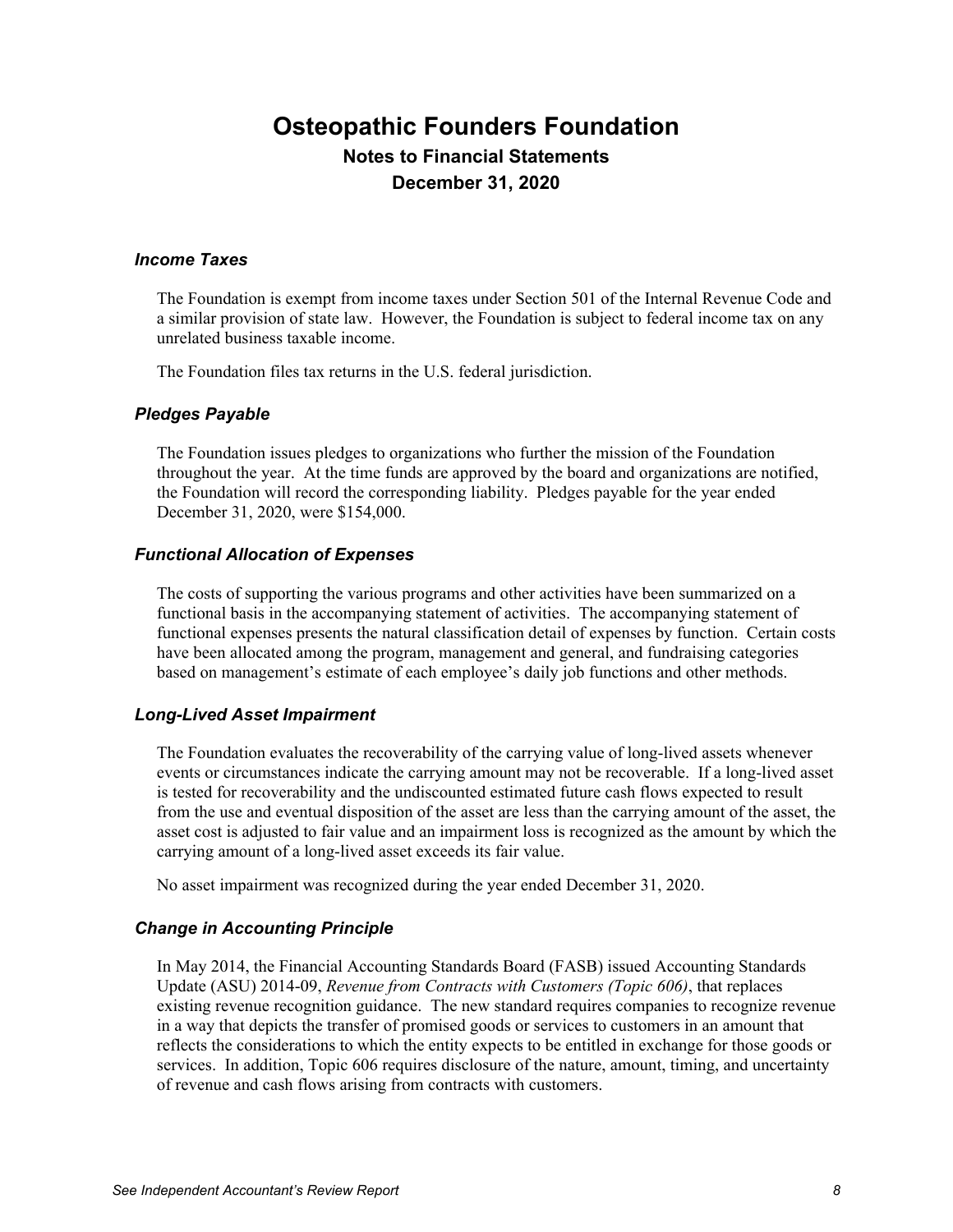# Osteopathic Founders Foundation

## Notes to Financial Statements

## December 31, 2020

### *Income Taxes*

The Foundation is exempt from income taxes under Section 501 of the Internal Revenue Code and a similar provision of state law. However, the Foundation is subject to federal income tax on any unrelated business taxable income.

The Foundation files tax returns in the U.S. federal jurisdiction.

### *Pledges Payable*

The Foundation issues pledges to organizations who further the mission of the Foundation throughout the year. At the time funds are approved by the board and organizations are notified, the Foundation will record the corresponding liability. Pledges payable for the year ended December 31, 2020, were $154,000.

### *Functional Allocation of Expenses*

The costs of supporting the various programs and other activities have been summarized on a functional basis in the accompanying statement of activities. The accompanying statement of functional expenses presents the natural classification detail of expenses by function. Certain costs have been allocated among the program, management and general, and fundraising categories based on management's estimate of each employee's daily job functions and other methods.

### *Long-Lived Asset Impairment*

The Foundation evaluates the recoverability of the carrying value of long-lived assets whenever events or circumstances indicate the carrying amount may not be recoverable. If a long-lived asset is tested for recoverability and the undiscounted estimated future cash flows expected to result from the use and eventual disposition of the asset are less than the carrying amount of the asset, the asset cost is adjusted to fair value and an impairment loss is recognized as the amount by which the carrying amount of a long-lived asset exceeds its fair value.

No asset impairment was recognized during the year ended December 31, 2020.

### *Change in Accounting Principle*

In May 2014, the Financial Accounting Standards Board (FASB) issued Accounting Standards Update (ASU) 2014-09, *Revenue from Contracts with Customers (Topic 606)*, that replaces existing revenue recognition guidance. The new standard requires companies to recognize revenue in a way that depicts the transfer of promised goods or services to customers in an amount that reflects the considerations to which the entity expects to be entitled in exchange for those goods or services. In addition, Topic 606 requires disclosure of the nature, amount, timing, and uncertainty of revenue and cash flows arising from contracts with customers.

*See Independent Accountant's Review Report*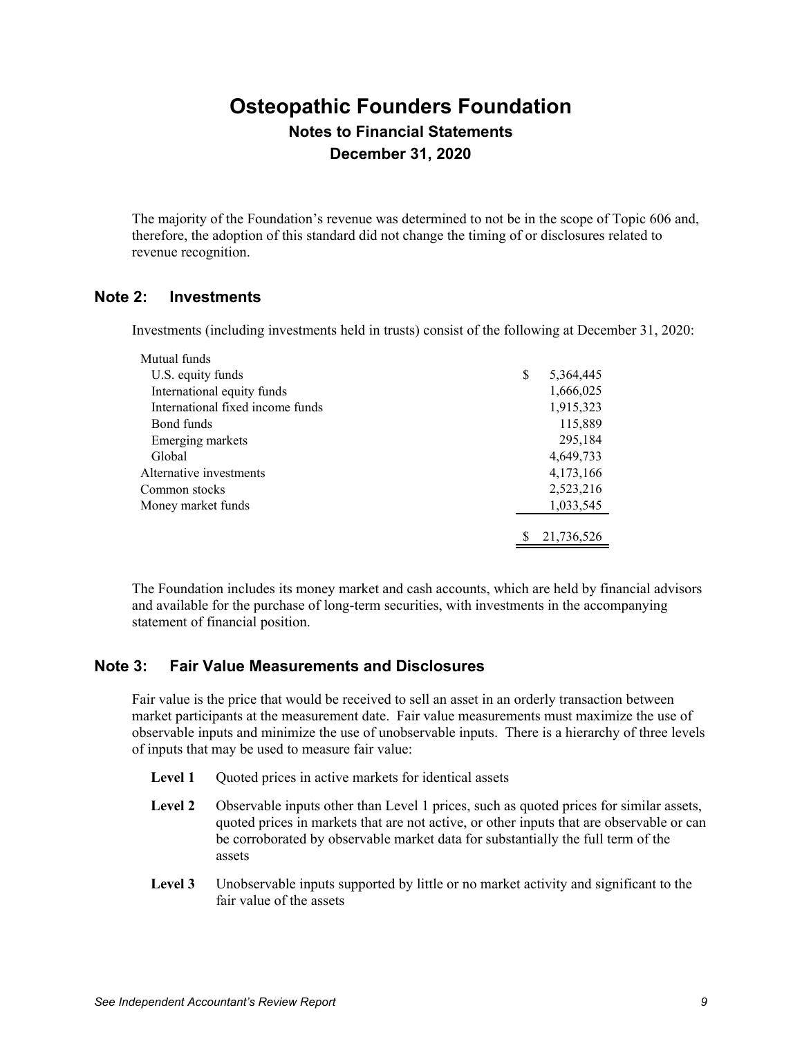# Osteopathic Founders Foundation

## Notes to Financial Statements

## December 31, 2020

The majority of the Foundation's revenue was determined to not be in the scope of Topic 606 and, therefore, the adoption of this standard did not change the timing of or disclosures related to revenue recognition.

## Note 2: Investments

Investments (including investments held in trusts) consist of the following at December 31, 2020:

| | |
|---|---|
| Mutual funds | |
| U.S. equity funds | $ 5,364,445 |
| International equity funds | 1,666,025 |
| International fixed income funds | 1,915,323 |
| Bond funds | 115,889 |
| Emerging markets | 295,184 |
| Global | 4,649,733 |
| Alternative investments | 4,173,166 |
| Common stocks | 2,523,216 |
| Money market funds | 1,033,545 |
| | $ 21,736,526 |

The Foundation includes its money market and cash accounts, which are held by financial advisors and available for the purchase of long-term securities, with investments in the accompanying statement of financial position.

## Note 3: Fair Value Measurements and Disclosures

Fair value is the price that would be received to sell an asset in an orderly transaction between market participants at the measurement date. Fair value measurements must maximize the use of observable inputs and minimize the use of unobservable inputs. There is a hierarchy of three levels of inputs that may be used to measure fair value:

**Level 1** Quoted prices in active markets for identical assets

**Level 2** Observable inputs other than Level 1 prices, such as quoted prices for similar assets, quoted prices in markets that are not active, or other inputs that are observable or can be corroborated by observable market data for substantially the full term of the assets

**Level 3** Unobservable inputs supported by little or no market activity and significant to the fair value of the assets

*See Independent Accountant's Review Report*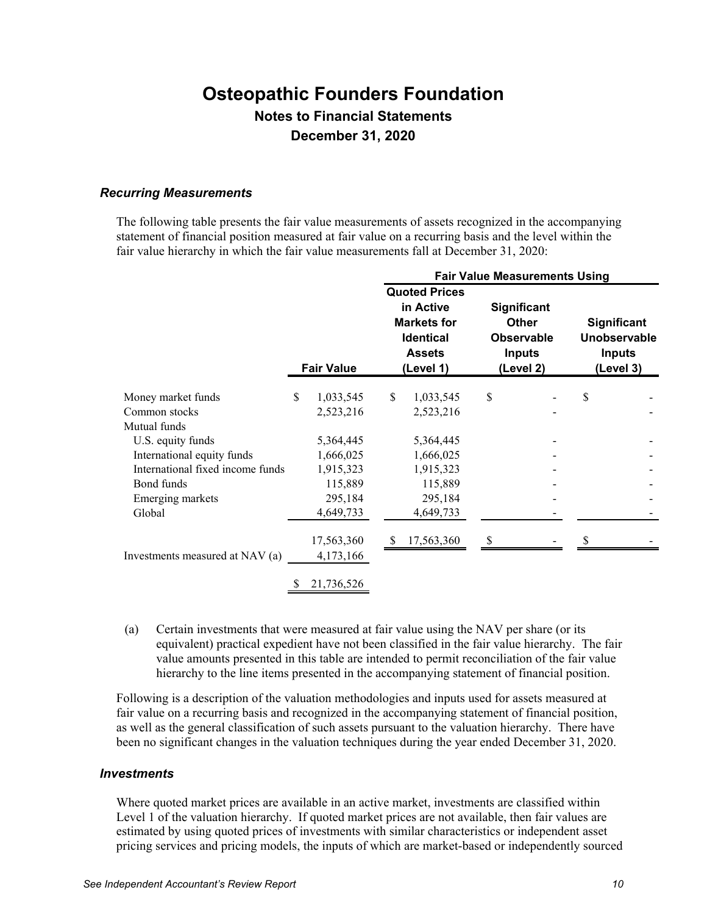# Osteopathic Founders Foundation

## Notes to Financial Statements

## December 31, 2020

### *Recurring Measurements*

The following table presents the fair value measurements of assets recognized in the accompanying statement of financial position measured at fair value on a recurring basis and the level within the fair value hierarchy in which the fair value measurements fall at December 31, 2020:

| | | Fair Value Measurements Using | | |
|---|---|---|---|---|
| | **Fair Value** | **Quoted Prices in Active Markets for Identical Assets (Level 1)** | **Significant Other Observable Inputs (Level 2)** | **Significant Unobservable Inputs (Level 3)** |
| Money market funds | $ 1,033,545 | $ 1,033,545 | $ - | $ - |
| Common stocks | 2,523,216 | 2,523,216 | - | - |
| Mutual funds | | | | |
| U.S. equity funds | 5,364,445 | 5,364,445 | - | - |
| International equity funds | 1,666,025 | 1,666,025 | - | - |
| International fixed income funds | 1,915,323 | 1,915,323 | - | - |
| Bond funds | 115,889 | 115,889 | - | - |
| Emerging markets | 295,184 | 295,184 | - | - |
| Global | 4,649,733 | 4,649,733 | - | - |
| | 17,563,360 | $ 17,563,360 | $ - | $ - |
| Investments measured at NAV (a) | 4,173,166 | | | |
| | $ 21,736,526 | | | |

(a) Certain investments that were measured at fair value using the NAV per share (or its equivalent) practical expedient have not been classified in the fair value hierarchy. The fair value amounts presented in this table are intended to permit reconciliation of the fair value hierarchy to the line items presented in the accompanying statement of financial position.

Following is a description of the valuation methodologies and inputs used for assets measured at fair value on a recurring basis and recognized in the accompanying statement of financial position, as well as the general classification of such assets pursuant to the valuation hierarchy. There have been no significant changes in the valuation techniques during the year ended December 31, 2020.

### *Investments*

Where quoted market prices are available in an active market, investments are classified within Level 1 of the valuation hierarchy. If quoted market prices are not available, then fair values are estimated by using quoted prices of investments with similar characteristics or independent asset pricing services and pricing models, the inputs of which are market-based or independently sourced

*See Independent Accountant's Review Report*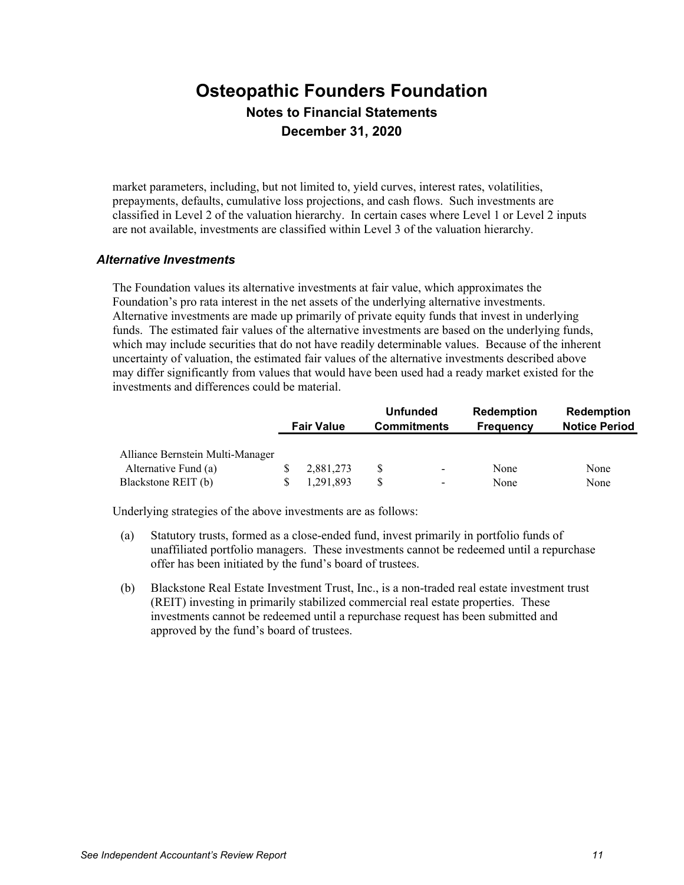market parameters, including, but not limited to, yield curves, interest rates, volatilities, prepayments, defaults, cumulative loss projections, and cash flows. Such investments are classified in Level 2 of the valuation hierarchy. In certain cases where Level 1 or Level 2 inputs are not available, investments are classified within Level 3 of the valuation hierarchy.

### *Alternative Investments*

The Foundation values its alternative investments at fair value, which approximates the Foundation's pro rata interest in the net assets of the underlying alternative investments. Alternative investments are made up primarily of private equity funds that invest in underlying funds. The estimated fair values of the alternative investments are based on the underlying funds, which may include securities that do not have readily determinable values. Because of the inherent uncertainty of valuation, the estimated fair values of the alternative investments described above may differ significantly from values that would have been used had a ready market existed for the investments and differences could be material.

| | Fair Value | Unfunded Commitments | Redemption Frequency | Redemption Notice Period |
|---|---|---|---|---|
| Alliance Bernstein Multi-Manager Alternative Fund (a) | $ 2,881,273 | $ - | None | None |
| Blackstone REIT (b) | $ 1,291,893 | $ - | None | None |

Underlying strategies of the above investments are as follows:

(a) Statutory trusts, formed as a close-ended fund, invest primarily in portfolio funds of unaffiliated portfolio managers. These investments cannot be redeemed until a repurchase offer has been initiated by the fund's board of trustees.

(b) Blackstone Real Estate Investment Trust, Inc., is a non-traded real estate investment trust (REIT) investing in primarily stabilized commercial real estate properties. These investments cannot be redeemed until a repurchase request has been submitted and approved by the fund's board of trustees.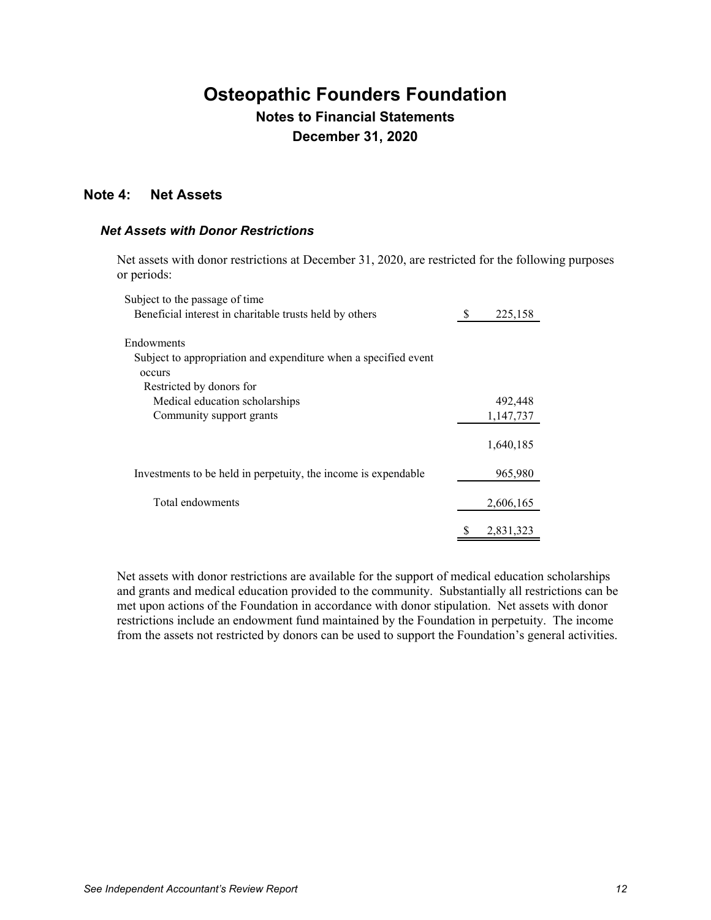# Osteopathic Founders Foundation

## Notes to Financial Statements

## December 31, 2020

### Note 4: Net Assets

#### *Net Assets with Donor Restrictions*

Net assets with donor restrictions at December 31, 2020, are restricted for the following purposes or periods:

| | |
|---|---|
| Subject to the passage of time | |
| Beneficial interest in charitable trusts held by others | $ 225,158 |
| | |
| Endowments | |
| Subject to appropriation and expenditure when a specified event occurs | |
| Restricted by donors for | |
| Medical education scholarships | 492,448 |
| Community support grants | 1,147,737 |
| | 1,640,185 |
| | |
| Investments to be held in perpetuity, the income is expendable | 965,980 |
| | |
| Total endowments | 2,606,165 |
| | |
| | $ 2,831,323 |

Net assets with donor restrictions are available for the support of medical education scholarships and grants and medical education provided to the community. Substantially all restrictions can be met upon actions of the Foundation in accordance with donor stipulation. Net assets with donor restrictions include an endowment fund maintained by the Foundation in perpetuity. The income from the assets not restricted by donors can be used to support the Foundation's general activities.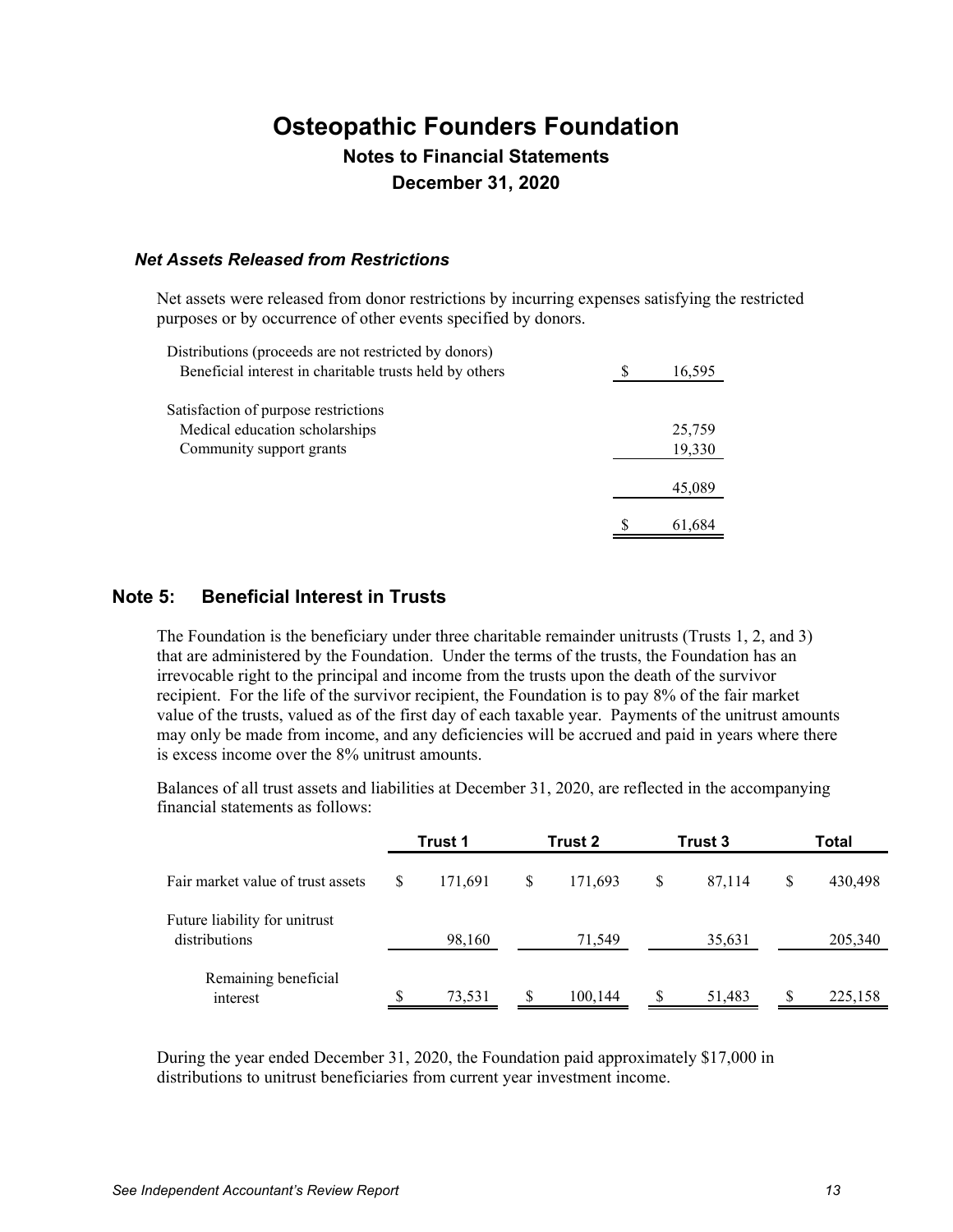# Osteopathic Founders Foundation
## Notes to Financial Statements
## December 31, 2020

### *Net Assets Released from Restrictions*

Net assets were released from donor restrictions by incurring expenses satisfying the restricted purposes or by occurrence of other events specified by donors.

| | |
|---|---|
| Distributions (proceeds are not restricted by donors) | |
| Beneficial interest in charitable trusts held by others | $ 16,595 |
| | |
| Satisfaction of purpose restrictions | |
| Medical education scholarships | 25,759 |
| Community support grants | 19,330 |
| | |
| | 45,089 |
| | |
| | $ 61,684 |

## Note 5: Beneficial Interest in Trusts

The Foundation is the beneficiary under three charitable remainder unitrusts (Trusts 1, 2, and 3) that are administered by the Foundation. Under the terms of the trusts, the Foundation has an irrevocable right to the principal and income from the trusts upon the death of the survivor recipient. For the life of the survivor recipient, the Foundation is to pay 8% of the fair market value of the trusts, valued as of the first day of each taxable year. Payments of the unitrust amounts may only be made from income, and any deficiencies will be accrued and paid in years where there is excess income over the 8% unitrust amounts.

Balances of all trust assets and liabilities at December 31, 2020, are reflected in the accompanying financial statements as follows:

| | Trust 1 | Trust 2 | Trust 3 | Total |
|---|---|---|---|---|
| Fair market value of trust assets | $ 171,691 | $ 171,693 | $ 87,114 | $ 430,498 |
| Future liability for unitrust distributions | 98,160 | 71,549 | 35,631 | 205,340 |
| Remaining beneficial interest | $ 73,531 | $ 100,144 | $ 51,483 | $ 225,158 |

During the year ended December 31, 2020, the Foundation paid approximately $17,000 in distributions to unitrust beneficiaries from current year investment income.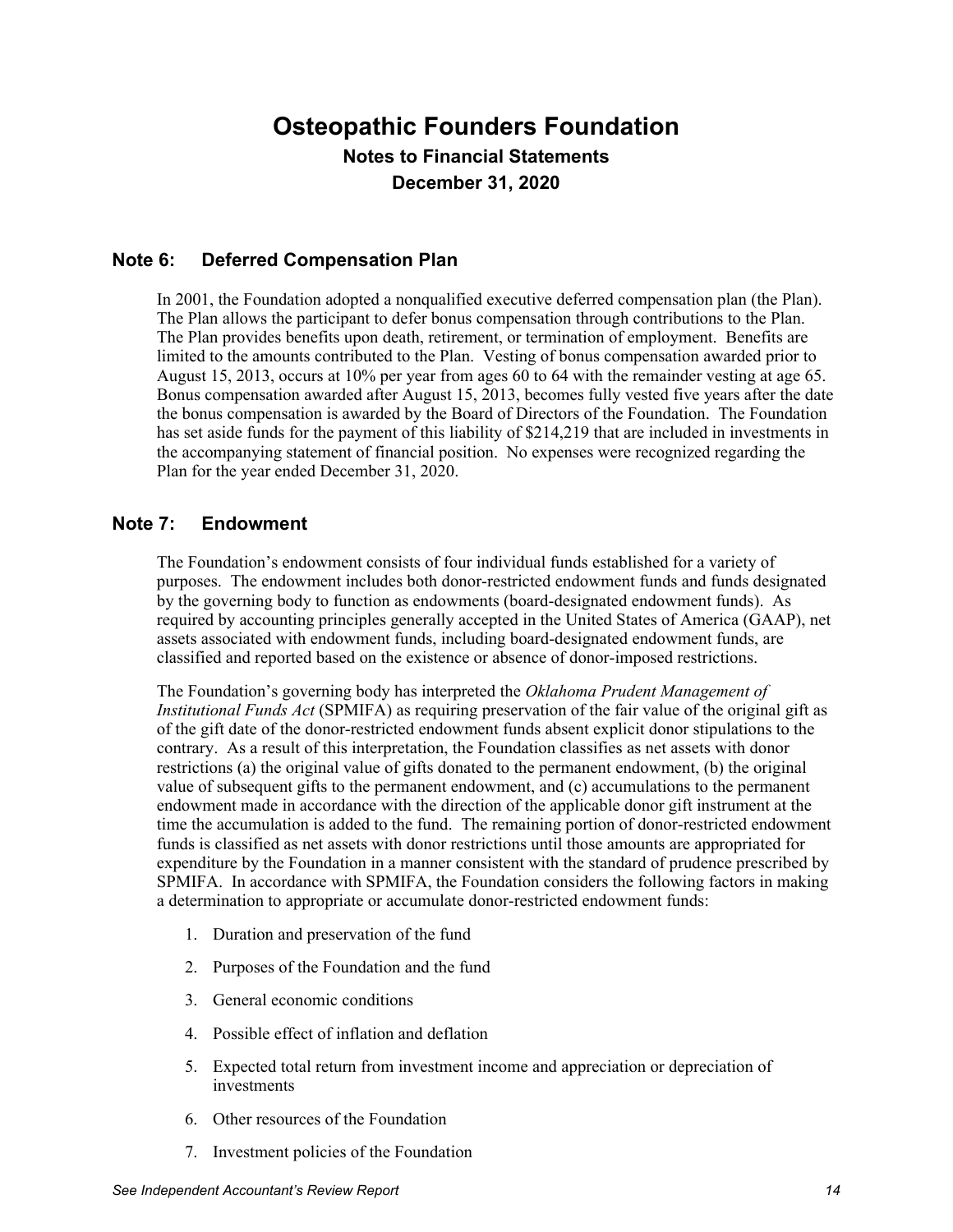# Osteopathic Founders Foundation

## Notes to Financial Statements

## December 31, 2020

### Note 6: Deferred Compensation Plan

In 2001, the Foundation adopted a nonqualified executive deferred compensation plan (the Plan). The Plan allows the participant to defer bonus compensation through contributions to the Plan. The Plan provides benefits upon death, retirement, or termination of employment. Benefits are limited to the amounts contributed to the Plan. Vesting of bonus compensation awarded prior to August 15, 2013, occurs at 10% per year from ages 60 to 64 with the remainder vesting at age 65. Bonus compensation awarded after August 15, 2013, becomes fully vested five years after the date the bonus compensation is awarded by the Board of Directors of the Foundation. The Foundation has set aside funds for the payment of this liability of $214,219 that are included in investments in the accompanying statement of financial position. No expenses were recognized regarding the Plan for the year ended December 31, 2020.

### Note 7: Endowment

The Foundation's endowment consists of four individual funds established for a variety of purposes. The endowment includes both donor-restricted endowment funds and funds designated by the governing body to function as endowments (board-designated endowment funds). As required by accounting principles generally accepted in the United States of America (GAAP), net assets associated with endowment funds, including board-designated endowment funds, are classified and reported based on the existence or absence of donor-imposed restrictions.

The Foundation's governing body has interpreted the *Oklahoma Prudent Management of Institutional Funds Act* (SPMIFA) as requiring preservation of the fair value of the original gift as of the gift date of the donor-restricted endowment funds absent explicit donor stipulations to the contrary. As a result of this interpretation, the Foundation classifies as net assets with donor restrictions (a) the original value of gifts donated to the permanent endowment, (b) the original value of subsequent gifts to the permanent endowment, and (c) accumulations to the permanent endowment made in accordance with the direction of the applicable donor gift instrument at the time the accumulation is added to the fund. The remaining portion of donor-restricted endowment funds is classified as net assets with donor restrictions until those amounts are appropriated for expenditure by the Foundation in a manner consistent with the standard of prudence prescribed by SPMIFA. In accordance with SPMIFA, the Foundation considers the following factors in making a determination to appropriate or accumulate donor-restricted endowment funds:

1. Duration and preservation of the fund
2. Purposes of the Foundation and the fund
3. General economic conditions
4. Possible effect of inflation and deflation
5. Expected total return from investment income and appreciation or depreciation of investments
6. Other resources of the Foundation
7. Investment policies of the Foundation

*See Independent Accountant's Review Report*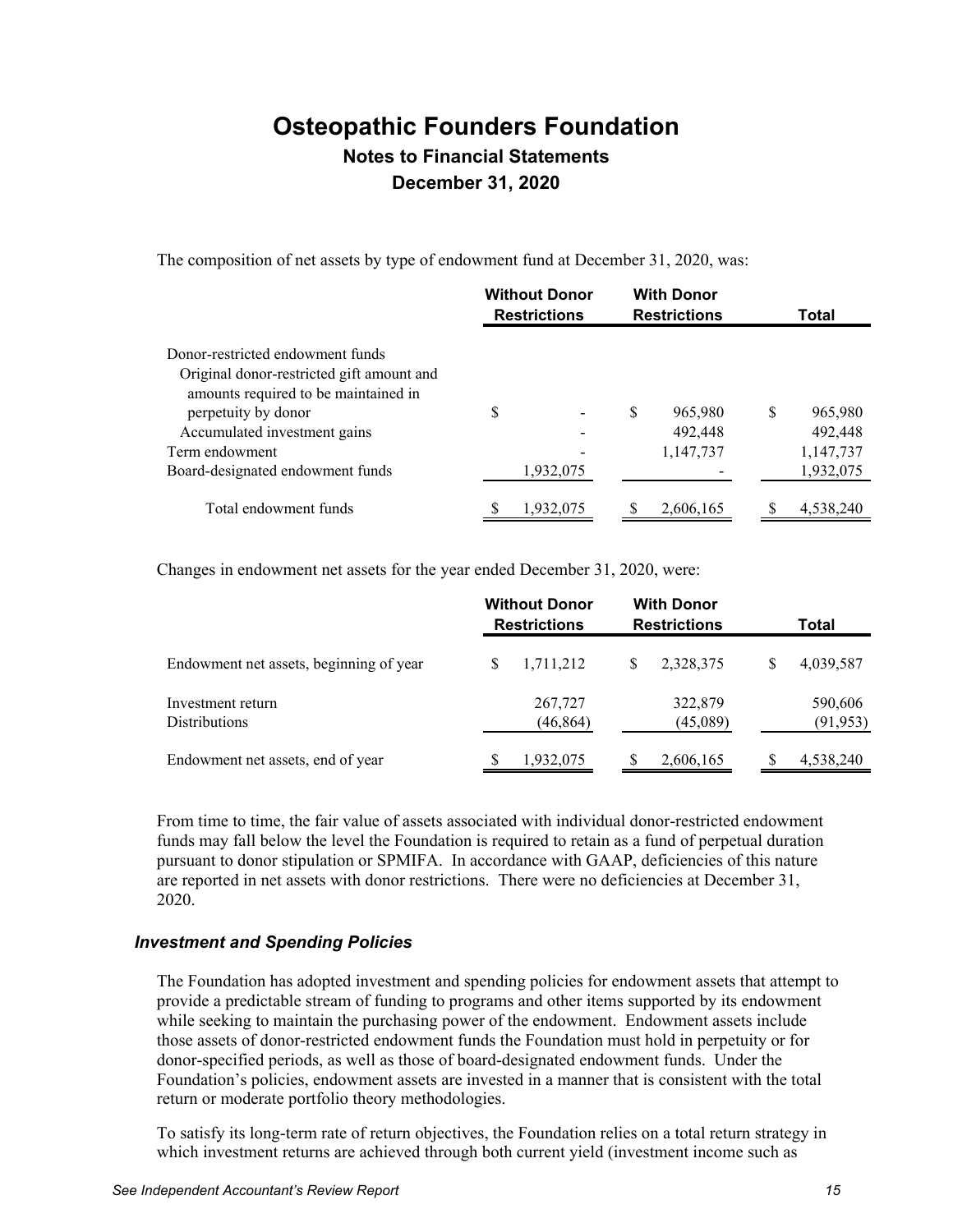The composition of net assets by type of endowment fund at December 31, 2020, was:

| | Without Donor Restrictions | With Donor Restrictions | Total |
|---|---|---|---|
| Donor-restricted endowment funds | | | |
| Original donor-restricted gift amount and amounts required to be maintained in perpetuity by donor | $ - | $ 965,980 | $ 965,980 |
| Accumulated investment gains | - | 492,448 | 492,448 |
| Term endowment | - | 1,147,737 | 1,147,737 |
| Board-designated endowment funds | 1,932,075 | - | 1,932,075 |
| Total endowment funds | $ 1,932,075 | $ 2,606,165 | $ 4,538,240 |

Changes in endowment net assets for the year ended December 31, 2020, were:

| | Without Donor Restrictions | With Donor Restrictions | Total |
|---|---|---|---|
| Endowment net assets, beginning of year | $ 1,711,212 | $ 2,328,375 | $ 4,039,587 |
| Investment return | 267,727 | 322,879 | 590,606 |
| Distributions | (46,864) | (45,089) | (91,953) |
| Endowment net assets, end of year | $ 1,932,075 | $ 2,606,165 | $ 4,538,240 |

From time to time, the fair value of assets associated with individual donor-restricted endowment funds may fall below the level the Foundation is required to retain as a fund of perpetual duration pursuant to donor stipulation or SPMIFA. In accordance with GAAP, deficiencies of this nature are reported in net assets with donor restrictions. There were no deficiencies at December 31, 2020.

### *Investment and Spending Policies*

The Foundation has adopted investment and spending policies for endowment assets that attempt to provide a predictable stream of funding to programs and other items supported by its endowment while seeking to maintain the purchasing power of the endowment. Endowment assets include those assets of donor-restricted endowment funds the Foundation must hold in perpetuity or for donor-specified periods, as well as those of board-designated endowment funds. Under the Foundation's policies, endowment assets are invested in a manner that is consistent with the total return or moderate portfolio theory methodologies.

To satisfy its long-term rate of return objectives, the Foundation relies on a total return strategy in which investment returns are achieved through both current yield (investment income such as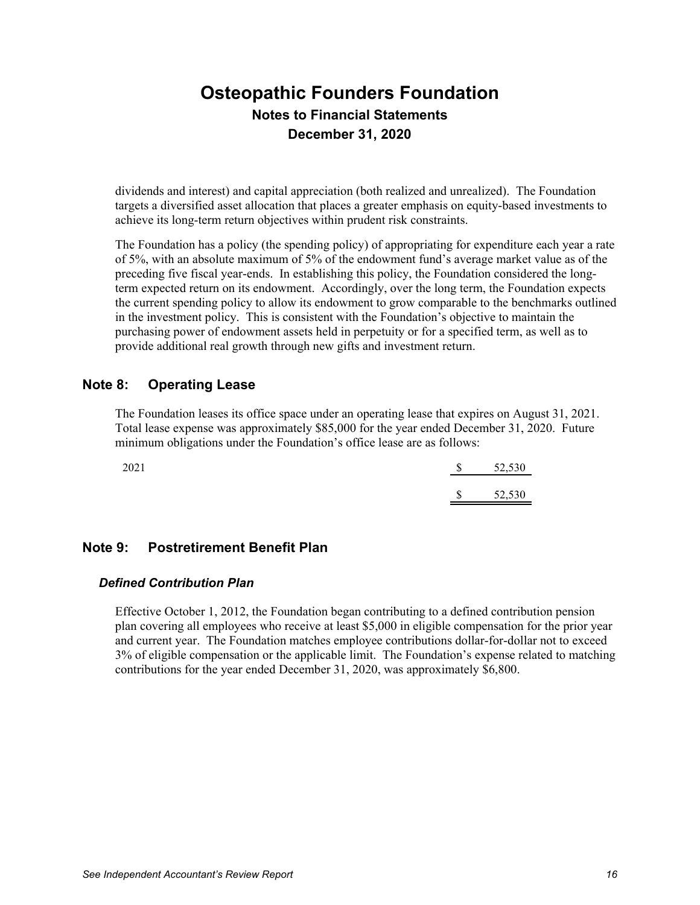dividends and interest) and capital appreciation (both realized and unrealized). The Foundation targets a diversified asset allocation that places a greater emphasis on equity-based investments to achieve its long-term return objectives within prudent risk constraints.

The Foundation has a policy (the spending policy) of appropriating for expenditure each year a rate of 5%, with an absolute maximum of 5% of the endowment fund's average market value as of the preceding five fiscal year-ends. In establishing this policy, the Foundation considered the long-term expected return on its endowment. Accordingly, over the long term, the Foundation expects the current spending policy to allow its endowment to grow comparable to the benchmarks outlined in the investment policy. This is consistent with the Foundation's objective to maintain the purchasing power of endowment assets held in perpetuity or for a specified term, as well as to provide additional real growth through new gifts and investment return.

## Note 8: Operating Lease

The Foundation leases its office space under an operating lease that expires on August 31, 2021. Total lease expense was approximately $85,000 for the year ended December 31, 2020. Future minimum obligations under the Foundation's office lease are as follows:

| | |
|---|---|
| 2021 | $ 52,530 |
| | $ 52,530 |

## Note 9: Postretirement Benefit Plan

### *Defined Contribution Plan*

Effective October 1, 2012, the Foundation began contributing to a defined contribution pension plan covering all employees who receive at least $5,000 in eligible compensation for the prior year and current year. The Foundation matches employee contributions dollar-for-dollar not to exceed 3% of eligible compensation or the applicable limit. The Foundation's expense related to matching contributions for the year ended December 31, 2020, was approximately $6,800.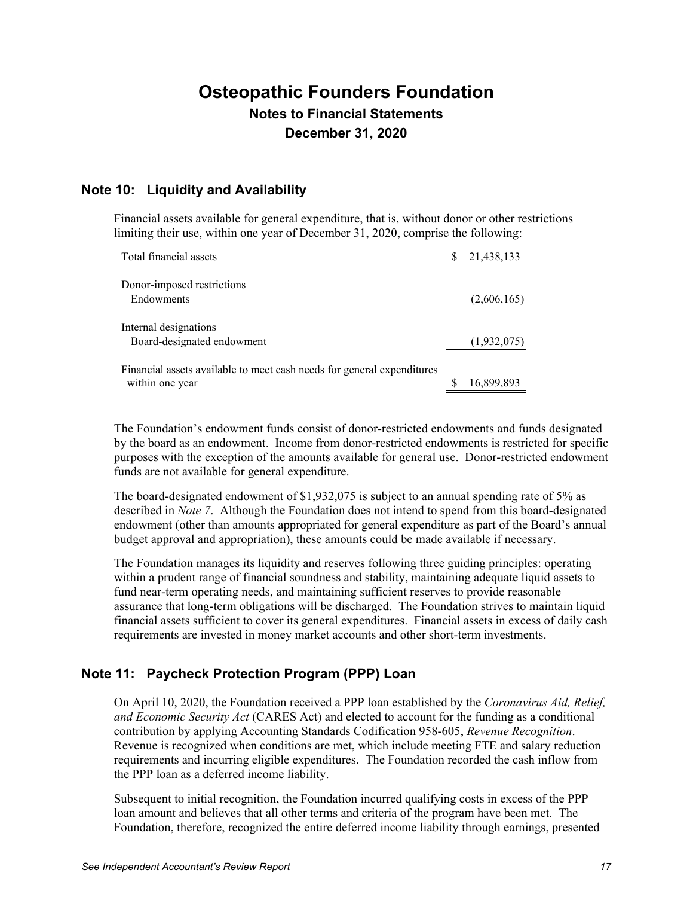# Osteopathic Founders Foundation

## Notes to Financial Statements

## December 31, 2020

### Note 10: Liquidity and Availability

Financial assets available for general expenditure, that is, without donor or other restrictions limiting their use, within one year of December 31, 2020, comprise the following:

| | |
|---|---|
| Total financial assets | $ 21,438,133 |
| Donor-imposed restrictions | |
| Endowments | (2,606,165) |
| Internal designations | |
| Board-designated endowment | (1,932,075) |
| Financial assets available to meet cash needs for general expenditures within one year | $ 16,899,893 |

The Foundation's endowment funds consist of donor-restricted endowments and funds designated by the board as an endowment. Income from donor-restricted endowments is restricted for specific purposes with the exception of the amounts available for general use. Donor-restricted endowment funds are not available for general expenditure.

The board-designated endowment of $1,932,075 is subject to an annual spending rate of 5% as described in *Note 7*. Although the Foundation does not intend to spend from this board-designated endowment (other than amounts appropriated for general expenditure as part of the Board's annual budget approval and appropriation), these amounts could be made available if necessary.

The Foundation manages its liquidity and reserves following three guiding principles: operating within a prudent range of financial soundness and stability, maintaining adequate liquid assets to fund near-term operating needs, and maintaining sufficient reserves to provide reasonable assurance that long-term obligations will be discharged. The Foundation strives to maintain liquid financial assets sufficient to cover its general expenditures. Financial assets in excess of daily cash requirements are invested in money market accounts and other short-term investments.

### Note 11: Paycheck Protection Program (PPP) Loan

On April 10, 2020, the Foundation received a PPP loan established by the *Coronavirus Aid, Relief, and Economic Security Act* (CARES Act) and elected to account for the funding as a conditional contribution by applying Accounting Standards Codification 958-605, *Revenue Recognition*. Revenue is recognized when conditions are met, which include meeting FTE and salary reduction requirements and incurring eligible expenditures. The Foundation recorded the cash inflow from the PPP loan as a deferred income liability.

Subsequent to initial recognition, the Foundation incurred qualifying costs in excess of the PPP loan amount and believes that all other terms and criteria of the program have been met. The Foundation, therefore, recognized the entire deferred income liability through earnings, presented

*See Independent Accountant's Review Report*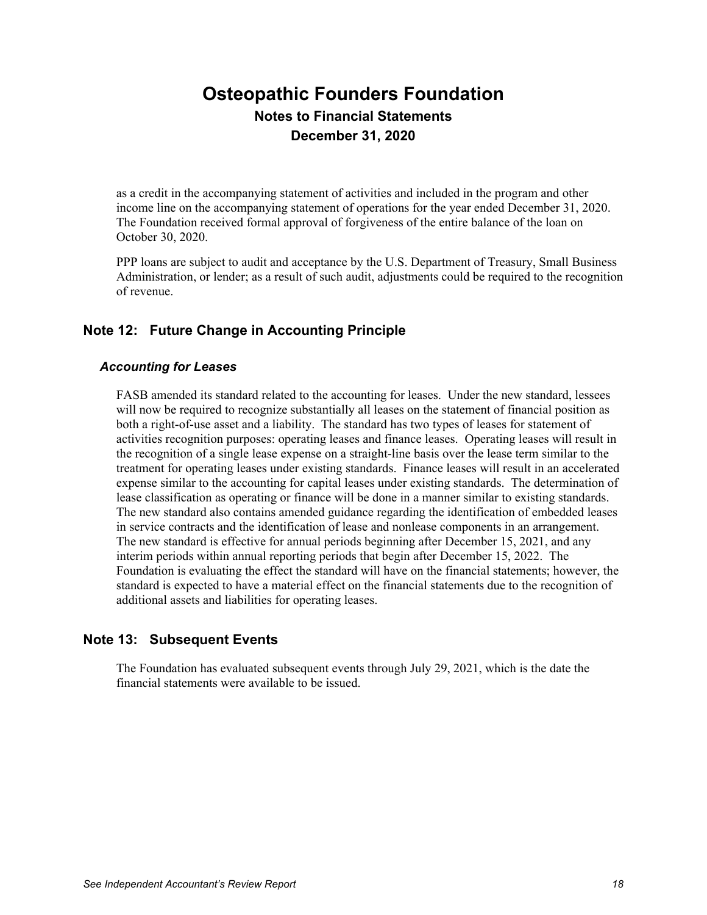as a credit in the accompanying statement of activities and included in the program and other income line on the accompanying statement of operations for the year ended December 31, 2020. The Foundation received formal approval of forgiveness of the entire balance of the loan on October 30, 2020.

PPP loans are subject to audit and acceptance by the U.S. Department of Treasury, Small Business Administration, or lender; as a result of such audit, adjustments could be required to the recognition of revenue.

## Note 12: Future Change in Accounting Principle

### *Accounting for Leases*

FASB amended its standard related to the accounting for leases. Under the new standard, lessees will now be required to recognize substantially all leases on the statement of financial position as both a right-of-use asset and a liability. The standard has two types of leases for statement of activities recognition purposes: operating leases and finance leases. Operating leases will result in the recognition of a single lease expense on a straight-line basis over the lease term similar to the treatment for operating leases under existing standards. Finance leases will result in an accelerated expense similar to the accounting for capital leases under existing standards. The determination of lease classification as operating or finance will be done in a manner similar to existing standards. The new standard also contains amended guidance regarding the identification of embedded leases in service contracts and the identification of lease and nonlease components in an arrangement. The new standard is effective for annual periods beginning after December 15, 2021, and any interim periods within annual reporting periods that begin after December 15, 2022. The Foundation is evaluating the effect the standard will have on the financial statements; however, the standard is expected to have a material effect on the financial statements due to the recognition of additional assets and liabilities for operating leases.

## Note 13: Subsequent Events

The Foundation has evaluated subsequent events through July 29, 2021, which is the date the financial statements were available to be issued.